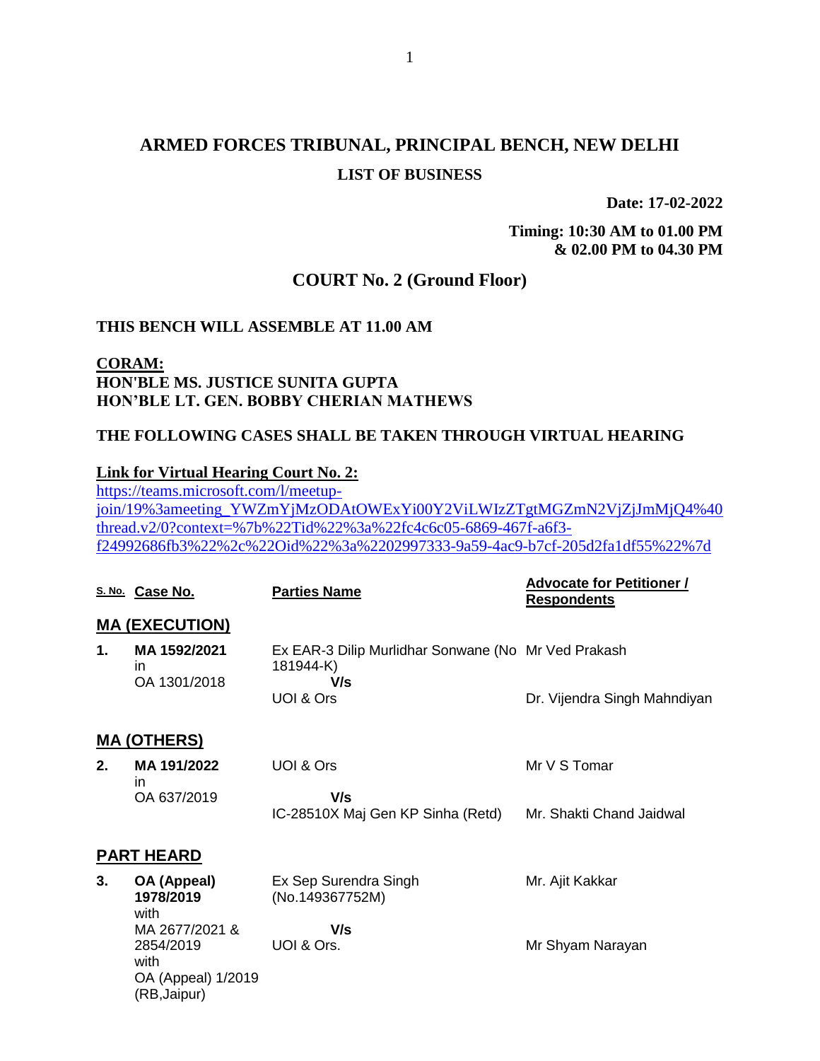# ARMED FORCES TRIBUNAL, PRINCIPAL BENCH, NEW DELHI

## LIST OF BUSINESS

**Date: 17-02-2022**

**Timing: 10:30 AM to 01.00 PM & 02.00 PM to 04.30 PM**

## COURT No. 2 (Ground Floor)

**THIS BENCH WILL ASSEMBLE AT 11.00 AM**

**CORAM:**
**HON'BLE MS. JUSTICE SUNITA GUPTA**
**HON'BLE LT. GEN. BOBBY CHERIAN MATHEWS**

**THE FOLLOWING CASES SHALL BE TAKEN THROUGH VIRTUAL HEARING**

**Link for Virtual Hearing Court No. 2:**
https://teams.microsoft.com/l/meetup-join/19%3ameeting_YWZmYjMzODAtOWExYi00Y2ViLWIzZTgtMGZmN2VjZjJmMjQ4%40thread.v2/0?context=%7b%22Tid%22%3a%22fc4c6c05-6869-467f-a6f3-f24992686fb3%22%2c%22Oid%22%3a%2202997333-9a59-4ac9-b7cf-205d2fa1df55%22%7d

| S. No. | Case No. | Parties Name | Advocate for Petitioner / Respondents |
|---|---|---|---|
| **MA (EXECUTION)** | | | |
| **1.** | **MA 1592/2021** in OA 1301/2018 | Ex EAR-3 Dilip Murlidhar Sonwane (No 181944-K) **V/s** UOI & Ors | Mr Ved Prakash<br>Dr. Vijendra Singh Mahndiyan |
| **MA (OTHERS)** | | | |
| **2.** | **MA 191/2022** in OA 637/2019 | UOI & Ors **V/s** IC-28510X Maj Gen KP Sinha (Retd) | Mr V S Tomar<br>Mr. Shakti Chand Jaidwal |
| **PART HEARD** | | | |
| **3.** | **OA (Appeal) 1978/2019** with MA 2677/2021 & 2854/2019 with OA (Appeal) 1/2019 (RB,Jaipur) | Ex Sep Surendra Singh (No.149367752M) **V/s** UOI & Ors. | Mr. Ajit Kakkar<br>Mr Shyam Narayan |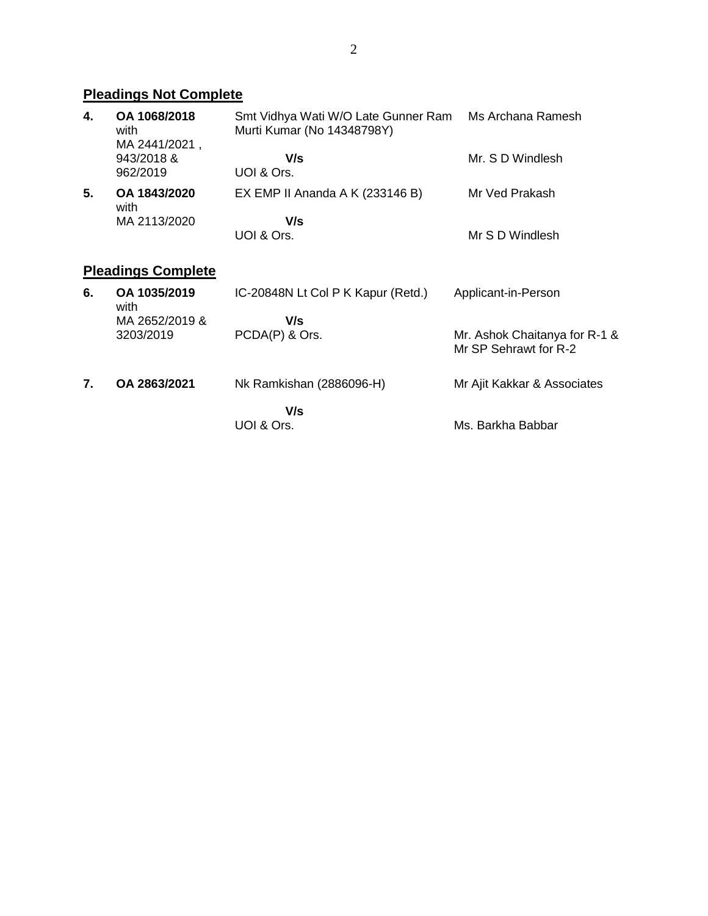## Pleadings Not Complete

| | | | |
|---|---|---|---|
| **4.** | **OA 1068/2018** with MA 2441/2021 , 943/2018 & 962/2019 | Smt Vidhya Wati W/O Late Gunner Ram Murti Kumar (No 14348798Y) **V/s** UOI & Ors. | Ms Archana Ramesh<br>Mr. S D Windlesh |
| **5.** | **OA 1843/2020** with MA 2113/2020 | EX EMP II Ananda A K (233146 B) **V/s** UOI & Ors. | Mr Ved Prakash<br>Mr S D Windlesh |

## Pleadings Complete

| | | | |
|---|---|---|---|
| **6.** | **OA 1035/2019** with MA 2652/2019 & 3203/2019 | IC-20848N Lt Col P K Kapur (Retd.) **V/s** PCDA(P) & Ors. | Applicant-in-Person<br>Mr. Ashok Chaitanya for R-1 & Mr SP Sehrawt for R-2 |
| **7.** | **OA 2863/2021** | Nk Ramkishan (2886096-H) **V/s** UOI & Ors. | Mr Ajit Kakkar & Associates<br>Ms. Barkha Babbar |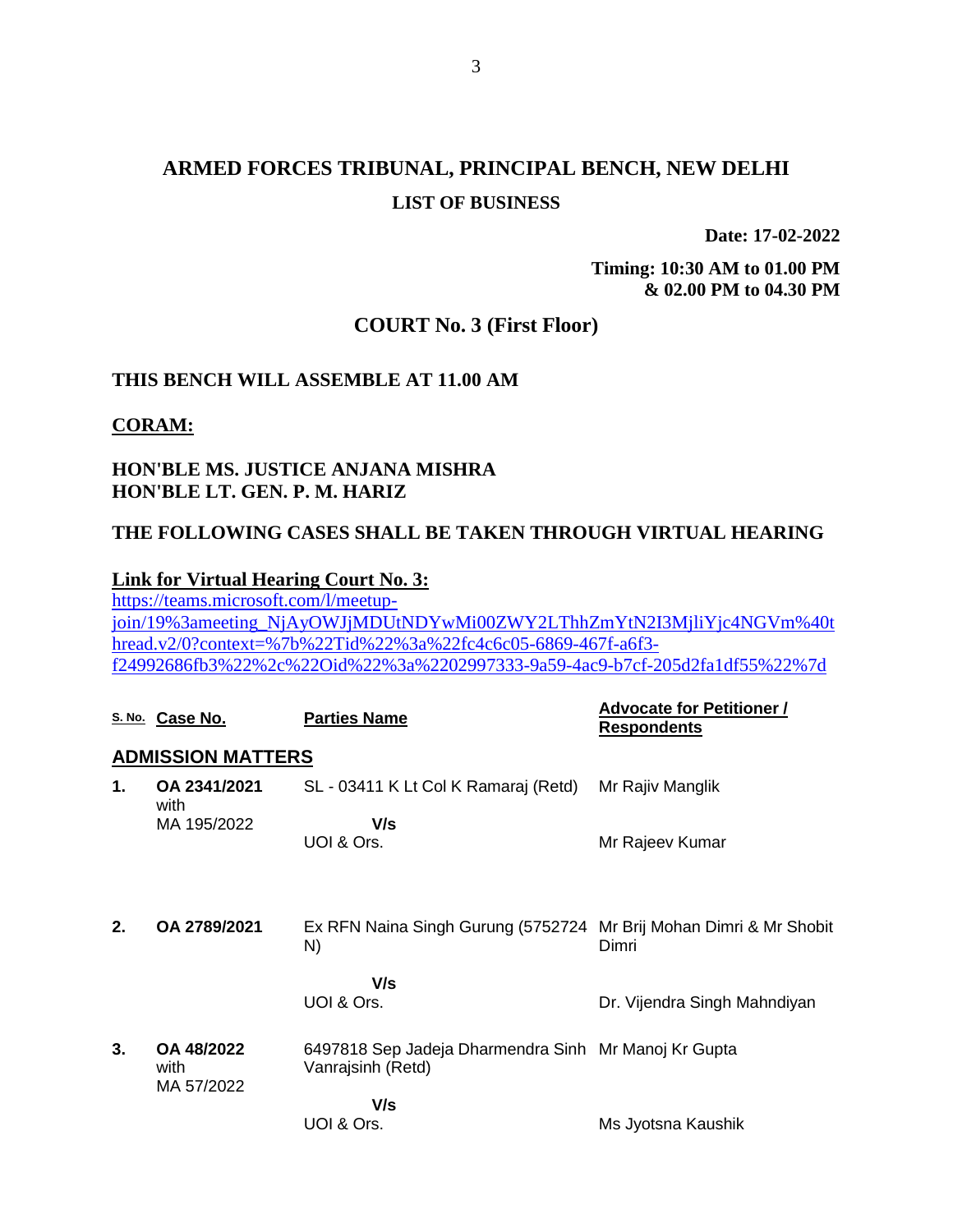# ARMED FORCES TRIBUNAL, PRINCIPAL BENCH, NEW DELHI

## LIST OF BUSINESS

**Date: 17-02-2022**

**Timing: 10:30 AM to 01.00 PM & 02.00 PM to 04.30 PM**

## COURT No. 3 (First Floor)

**THIS BENCH WILL ASSEMBLE AT 11.00 AM**

**CORAM:**

**HON'BLE MS. JUSTICE ANJANA MISHRA**
**HON'BLE LT. GEN. P. M. HARIZ**

**THE FOLLOWING CASES SHALL BE TAKEN THROUGH VIRTUAL HEARING**

**Link for Virtual Hearing Court No. 3:**
https://teams.microsoft.com/l/meetup-join/19%3ameeting_NjAyOWJjMDUtNDYwMi00ZWY2LThhZmYtN2I3MjliYjc4NGVm%40thread.v2/0?context=%7b%22Tid%22%3a%22fc4c6c05-6869-467f-a6f3-f24992686fb3%22%2c%22Oid%22%3a%2202997333-9a59-4ac9-b7cf-205d2fa1df55%22%7d

| S. No. | Case No. | Parties Name | Advocate for Petitioner / Respondents |
|---|---|---|---|
| | **ADMISSION MATTERS** | | |
| **1.** | **OA 2341/2021** with MA 195/2022 | SL - 03411 K Lt Col K Ramaraj (Retd) V/s UOI & Ors. | Mr Rajiv Manglik / Mr Rajeev Kumar |
| **2.** | **OA 2789/2021** | Ex RFN Naina Singh Gurung (5752724 N) V/s UOI & Ors. | Mr Brij Mohan Dimri & Mr Shobit Dimri / Dr. Vijendra Singh Mahndiyan |
| **3.** | **OA 48/2022** with MA 57/2022 | 6497818 Sep Jadeja Dharmendra Sinh Vanrajsinh (Retd) V/s UOI & Ors. | Mr Manoj Kr Gupta / Ms Jyotsna Kaushik |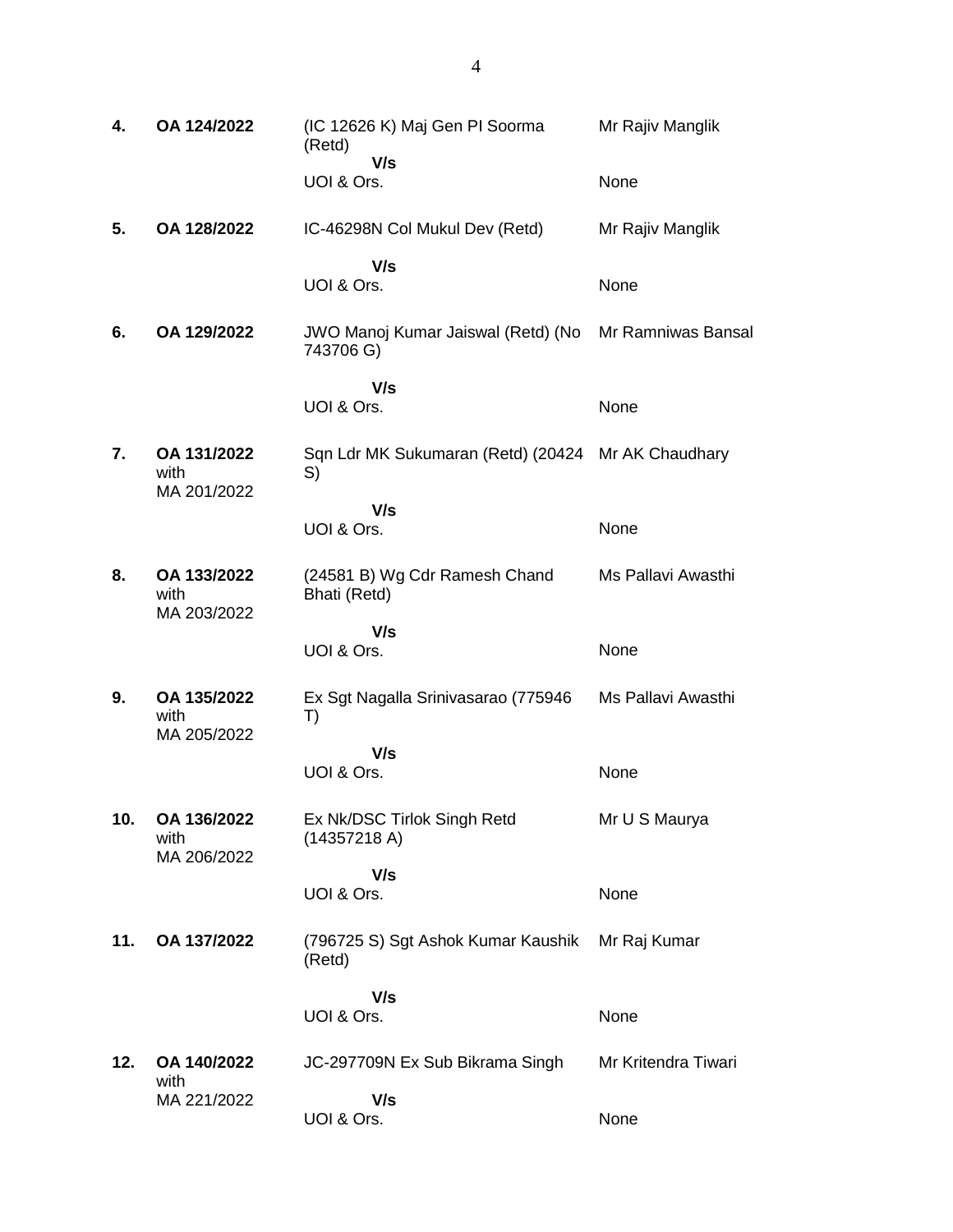| | | | |
|---|---|---|---|
| **4.** | **OA 124/2022** | (IC 12626 K) Maj Gen PI Soorma (Retd)<br>**V/s**<br>UOI & Ors. | Mr Rajiv Manglik<br><br>None |
| **5.** | **OA 128/2022** | IC-46298N Col Mukul Dev (Retd)<br>**V/s**<br>UOI & Ors. | Mr Rajiv Manglik<br><br>None |
| **6.** | **OA 129/2022** | JWO Manoj Kumar Jaiswal (Retd) (No 743706 G)<br>**V/s**<br>UOI & Ors. | Mr Ramniwas Bansal<br><br>None |
| **7.** | **OA 131/2022** with MA 201/2022 | Sqn Ldr MK Sukumaran (Retd) (20424 S)<br>**V/s**<br>UOI & Ors. | Mr AK Chaudhary<br><br>None |
| **8.** | **OA 133/2022** with MA 203/2022 | (24581 B) Wg Cdr Ramesh Chand Bhati (Retd)<br>**V/s**<br>UOI & Ors. | Ms Pallavi Awasthi<br><br>None |
| **9.** | **OA 135/2022** with MA 205/2022 | Ex Sgt Nagalla Srinivasarao (775946 T)<br>**V/s**<br>UOI & Ors. | Ms Pallavi Awasthi<br><br>None |
| **10.** | **OA 136/2022** with MA 206/2022 | Ex Nk/DSC Tirlok Singh Retd (14357218 A)<br>**V/s**<br>UOI & Ors. | Mr U S Maurya<br><br>None |
| **11.** | **OA 137/2022** | (796725 S) Sgt Ashok Kumar Kaushik (Retd)<br>**V/s**<br>UOI & Ors. | Mr Raj Kumar<br><br>None |
| **12.** | **OA 140/2022** with MA 221/2022 | JC-297709N Ex Sub Bikrama Singh<br>**V/s**<br>UOI & Ors. | Mr Kritendra Tiwari<br><br>None |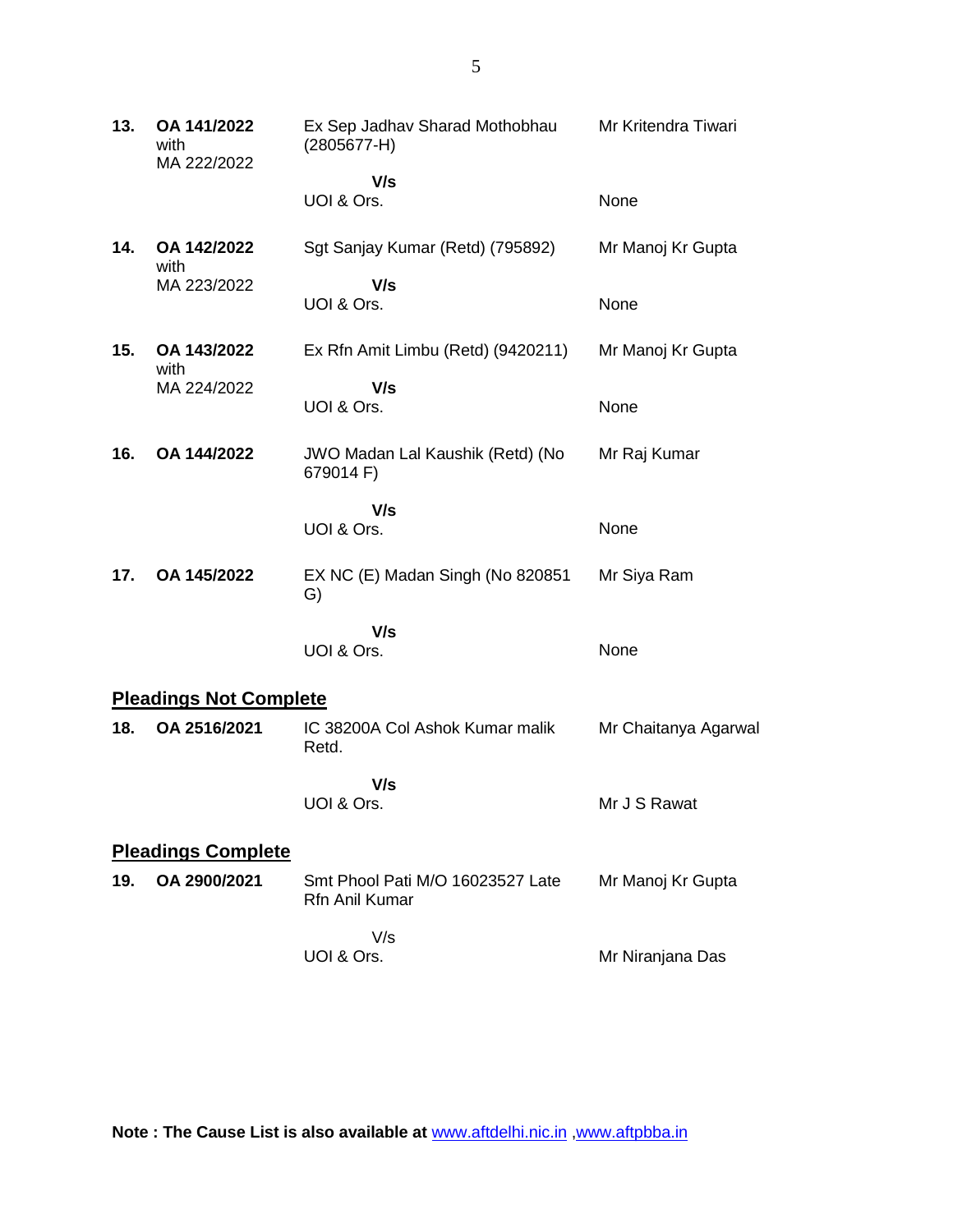| | | | |
|---|---|---|---|
| **13.** | **OA 141/2022** with MA 222/2022 | Ex Sep Jadhav Sharad Mothobhau (2805677-H) | Mr Kritendra Tiwari |
| | | **V/s** UOI & Ors. | None |
| **14.** | **OA 142/2022** with MA 223/2022 | Sgt Sanjay Kumar (Retd) (795892) | Mr Manoj Kr Gupta |
| | | **V/s** UOI & Ors. | None |
| **15.** | **OA 143/2022** with MA 224/2022 | Ex Rfn Amit Limbu (Retd) (9420211) | Mr Manoj Kr Gupta |
| | | **V/s** UOI & Ors. | None |
| **16.** | **OA 144/2022** | JWO Madan Lal Kaushik (Retd) (No 679014 F) | Mr Raj Kumar |
| | | **V/s** UOI & Ors. | None |
| **17.** | **OA 145/2022** | EX NC (E) Madan Singh (No 820851 G) | Mr Siya Ram |
| | | **V/s** UOI & Ors. | None |

**Pleadings Not Complete**

| | | | |
|---|---|---|---|
| **18.** | **OA 2516/2021** | IC 38200A Col Ashok Kumar malik Retd. | Mr Chaitanya Agarwal |
| | | **V/s** UOI & Ors. | Mr J S Rawat |

**Pleadings Complete**

| | | | |
|---|---|---|---|
| **19.** | **OA 2900/2021** | Smt Phool Pati M/O 16023527 Late Rfn Anil Kumar | Mr Manoj Kr Gupta |
| | | V/s UOI & Ors. | Mr Niranjana Das |

**Note : The Cause List is also available at** www.aftdelhi.nic.in ,www.aftpbba.in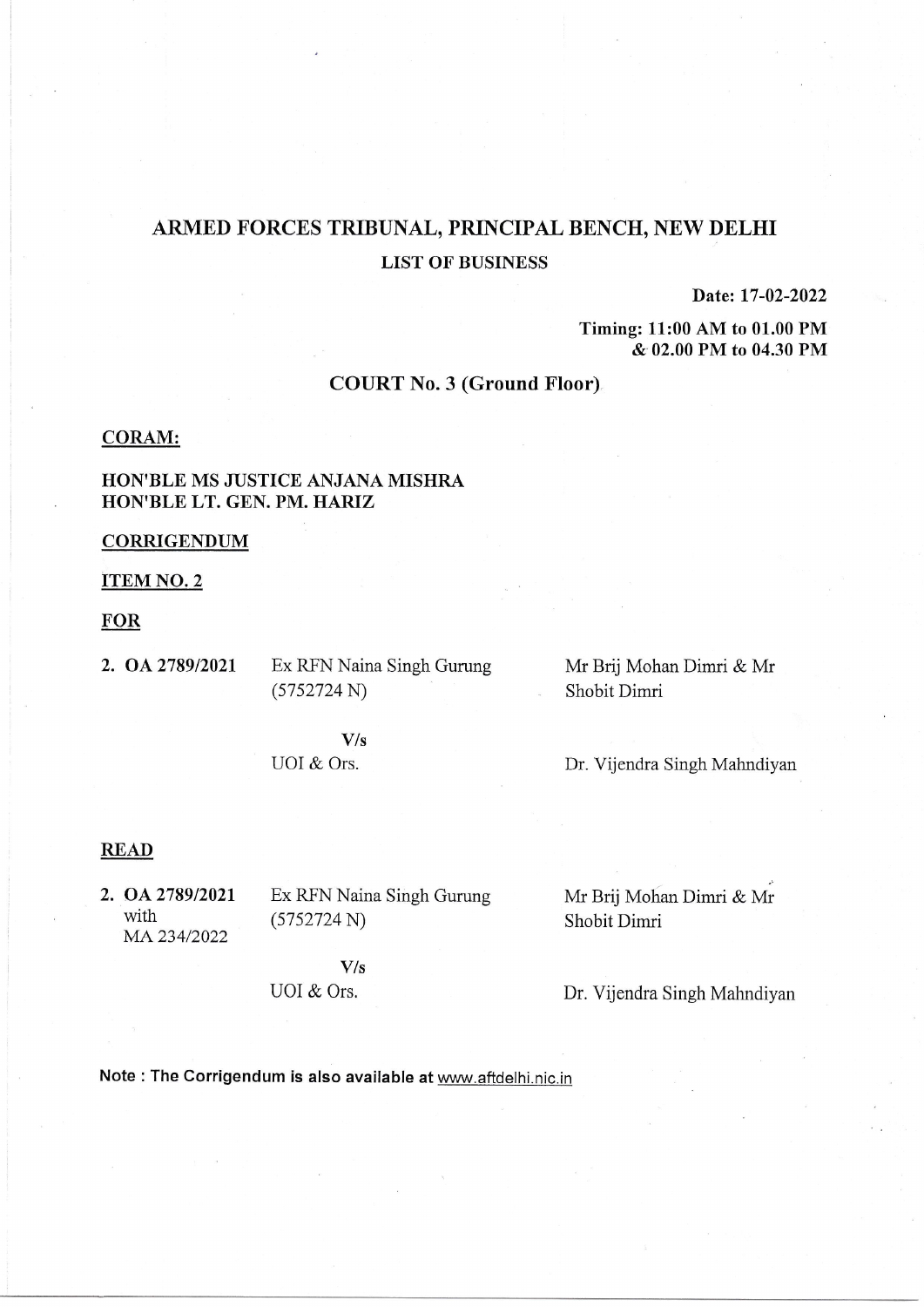# ARMED FORCES TRIBUNAL, PRINCIPAL BENCH, NEW DELHI

## LIST OF BUSINESS

**Date: 17-02-2022**

**Timing: 11:00 AM to 01.00 PM & 02.00 PM to 04.30 PM**

### COURT No. 3 (Ground Floor)

**CORAM:**

**HON'BLE MS JUSTICE ANJANA MISHRA**
**HON'BLE LT. GEN. PM. HARIZ**

**CORRIGENDUM**

**ITEM NO. 2**

**FOR**

| | | |
|---|---|---|
| **2. OA 2789/2021** | Ex RFN Naina Singh Gurung (5752724 N) | Mr Brij Mohan Dimri & Mr Shobit Dimri |
| | **V/s** | |
| | UOI & Ors. | Dr. Vijendra Singh Mahndiyan |

**READ**

| | | |
|---|---|---|
| **2. OA 2789/2021** with MA 234/2022 | Ex RFN Naina Singh Gurung (5752724 N) | Mr Brij Mohan Dimri & Mr Shobit Dimri |
| | **V/s** | |
| | UOI & Ors. | Dr. Vijendra Singh Mahndiyan |

**Note : The Corrigendum is also available at** www.aftdelhi.nic.in